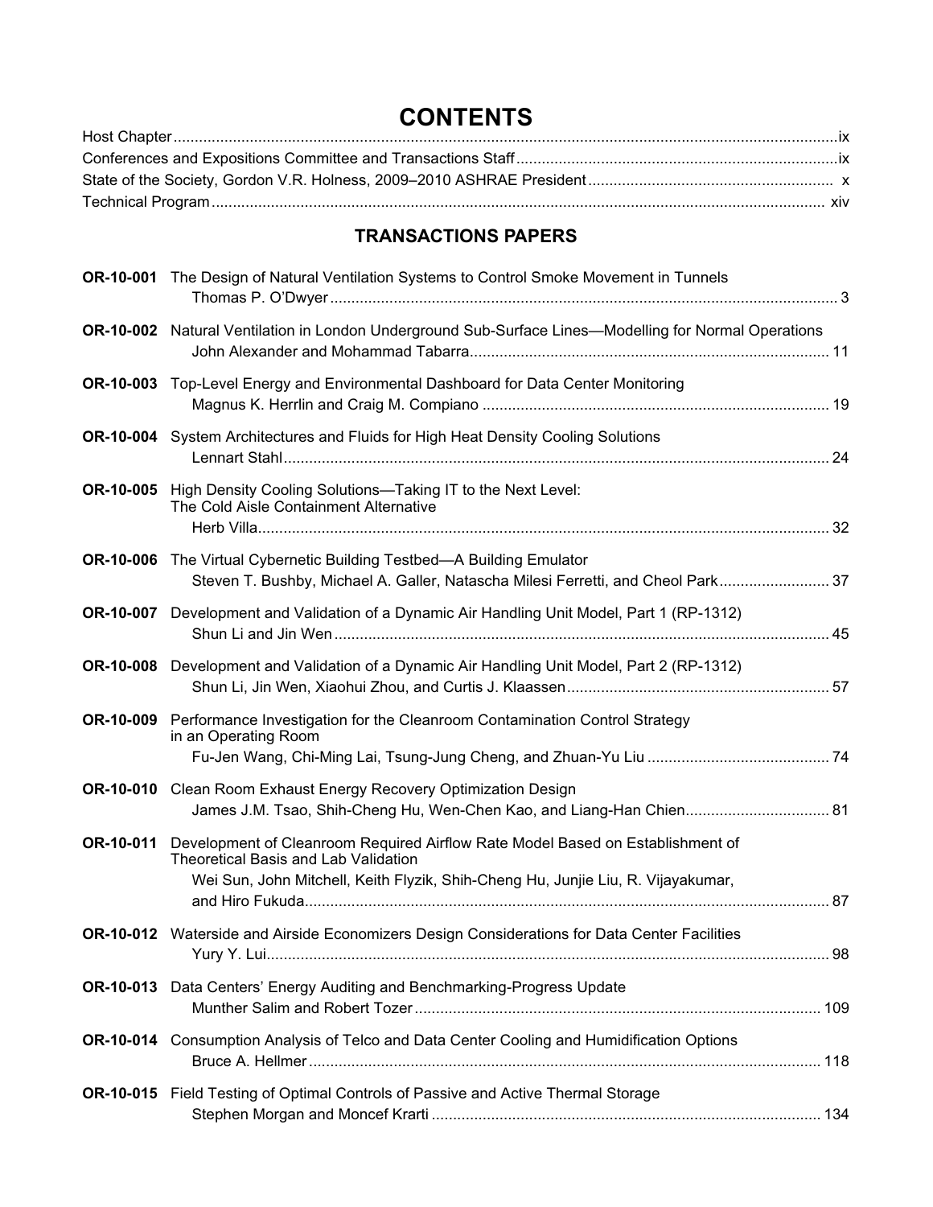# CONTENTS

Host Chapter ........ ix
Conferences and Expositions Committee and Transactions Staff ........ ix
State of the Society, Gordon V.R. Holness, 2009–2010 ASHRAE President ........ x
Technical Program ........ xiv

## TRANSACTIONS PAPERS

**OR-10-001** The Design of Natural Ventilation Systems to Control Smoke Movement in Tunnels
Thomas P. O'Dwyer ........ 3

**OR-10-002** Natural Ventilation in London Underground Sub-Surface Lines—Modelling for Normal Operations
John Alexander and Mohammad Tabarra ........ 11

**OR-10-003** Top-Level Energy and Environmental Dashboard for Data Center Monitoring
Magnus K. Herrlin and Craig M. Compiano ........ 19

**OR-10-004** System Architectures and Fluids for High Heat Density Cooling Solutions
Lennart Stahl ........ 24

**OR-10-005** High Density Cooling Solutions—Taking IT to the Next Level: The Cold Aisle Containment Alternative
Herb Villa ........ 32

**OR-10-006** The Virtual Cybernetic Building Testbed—A Building Emulator
Steven T. Bushby, Michael A. Galler, Natascha Milesi Ferretti, and Cheol Park ........ 37

**OR-10-007** Development and Validation of a Dynamic Air Handling Unit Model, Part 1 (RP-1312)
Shun Li and Jin Wen ........ 45

**OR-10-008** Development and Validation of a Dynamic Air Handling Unit Model, Part 2 (RP-1312)
Shun Li, Jin Wen, Xiaohui Zhou, and Curtis J. Klaassen ........ 57

**OR-10-009** Performance Investigation for the Cleanroom Contamination Control Strategy in an Operating Room
Fu-Jen Wang, Chi-Ming Lai, Tsung-Jung Cheng, and Zhuan-Yu Liu ........ 74

**OR-10-010** Clean Room Exhaust Energy Recovery Optimization Design
James J.M. Tsao, Shih-Cheng Hu, Wen-Chen Kao, and Liang-Han Chien ........ 81

**OR-10-011** Development of Cleanroom Required Airflow Rate Model Based on Establishment of Theoretical Basis and Lab Validation
Wei Sun, John Mitchell, Keith Flyzik, Shih-Cheng Hu, Junjie Liu, R. Vijayakumar, and Hiro Fukuda ........ 87

**OR-10-012** Waterside and Airside Economizers Design Considerations for Data Center Facilities
Yury Y. Lui ........ 98

**OR-10-013** Data Centers' Energy Auditing and Benchmarking-Progress Update
Munther Salim and Robert Tozer ........ 109

**OR-10-014** Consumption Analysis of Telco and Data Center Cooling and Humidification Options
Bruce A. Hellmer ........ 118

**OR-10-015** Field Testing of Optimal Controls of Passive and Active Thermal Storage
Stephen Morgan and Moncef Krarti ........ 134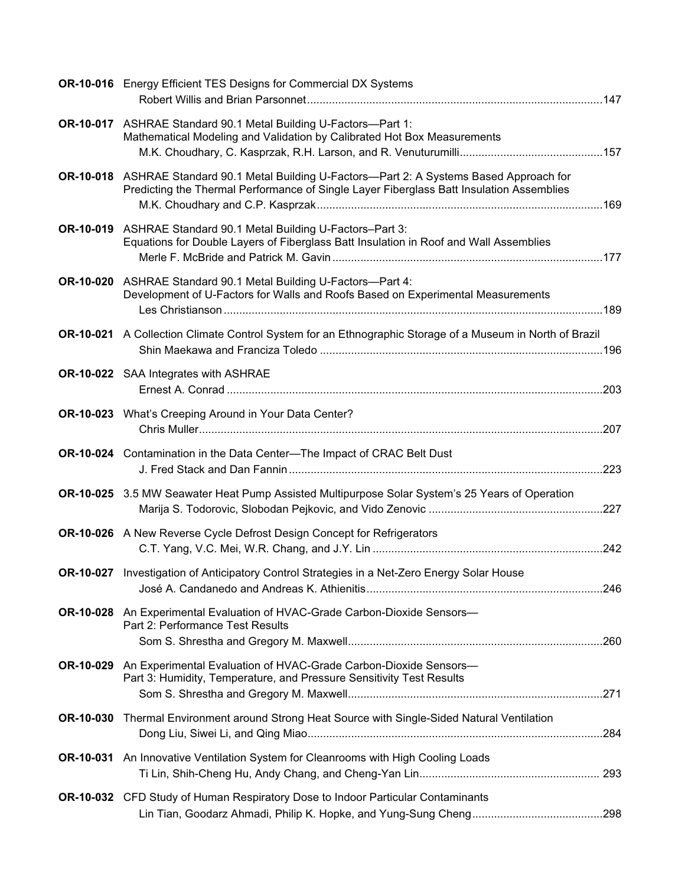**OR-10-016** Energy Efficient TES Designs for Commercial DX Systems
Robert Willis and Brian Parsonnet ....................................................................................... 147

**OR-10-017** ASHRAE Standard 90.1 Metal Building U-Factors—Part 1: Mathematical Modeling and Validation by Calibrated Hot Box Measurements
M.K. Choudhary, C. Kasprzak, R.H. Larson, and R. Venuturumilli ............................................. 157

**OR-10-018** ASHRAE Standard 90.1 Metal Building U-Factors—Part 2: A Systems Based Approach for Predicting the Thermal Performance of Single Layer Fiberglass Batt Insulation Assemblies
M.K. Choudhary and C.P. Kasprzak ........................................................................................ 169

**OR-10-019** ASHRAE Standard 90.1 Metal Building U-Factors–Part 3: Equations for Double Layers of Fiberglass Batt Insulation in Roof and Wall Assemblies
Merle F. McBride and Patrick M. Gavin .................................................................................. 177

**OR-10-020** ASHRAE Standard 90.1 Metal Building U-Factors—Part 4: Development of U-Factors for Walls and Roofs Based on Experimental Measurements
Les Christianson ...................................................................................................................... 189

**OR-10-021** A Collection Climate Control System for an Ethnographic Storage of a Museum in North of Brazil
Shin Maekawa and Franciza Toledo ........................................................................................ 196

**OR-10-022** SAA Integrates with ASHRAE
Ernest A. Conrad ...................................................................................................................... 203

**OR-10-023** What's Creeping Around in Your Data Center?
Chris Muller .............................................................................................................................. 207

**OR-10-024** Contamination in the Data Center—The Impact of CRAC Belt Dust
J. Fred Stack and Dan Fannin .................................................................................................. 223

**OR-10-025** 3.5 MW Seawater Heat Pump Assisted Multipurpose Solar System's 25 Years of Operation
Marija S. Todorovic, Slobodan Pejkovic, and Vido Zenovic ...................................................... 227

**OR-10-026** A New Reverse Cycle Defrost Design Concept for Refrigerators
C.T. Yang, V.C. Mei, W.R. Chang, and J.Y. Lin ......................................................................... 242

**OR-10-027** Investigation of Anticipatory Control Strategies in a Net-Zero Energy Solar House
José A. Candanedo and Andreas K. Athienitis ........................................................................... 246

**OR-10-028** An Experimental Evaluation of HVAC-Grade Carbon-Dioxide Sensors— Part 2: Performance Test Results
Som S. Shrestha and Gregory M. Maxwell ................................................................................. 260

**OR-10-029** An Experimental Evaluation of HVAC-Grade Carbon-Dioxide Sensors— Part 3: Humidity, Temperature, and Pressure Sensitivity Test Results
Som S. Shrestha and Gregory M. Maxwell ................................................................................. 271

**OR-10-030** Thermal Environment around Strong Heat Source with Single-Sided Natural Ventilation
Dong Liu, Siwei Li, and Qing Miao ............................................................................................ 284

**OR-10-031** An Innovative Ventilation System for Cleanrooms with High Cooling Loads
Ti Lin, Shih-Cheng Hu, Andy Chang, and Cheng-Yan Lin ......................................................... 293

**OR-10-032** CFD Study of Human Respiratory Dose to Indoor Particular Contaminants
Lin Tian, Goodarz Ahmadi, Philip K. Hopke, and Yung-Sung Cheng .......................................... 298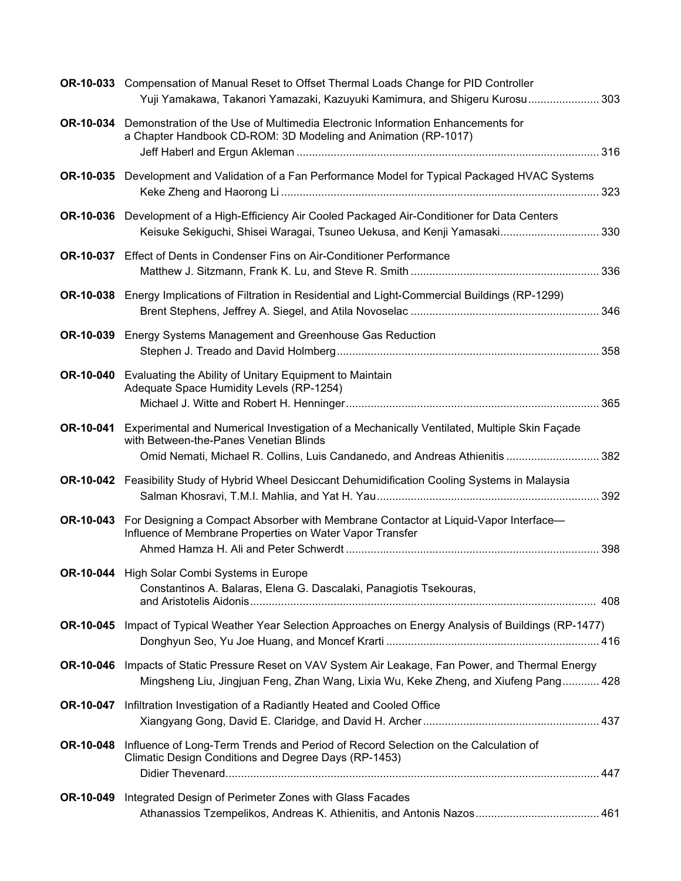**OR-10-033** Compensation of Manual Reset to Offset Thermal Loads Change for PID Controller
Yuji Yamakawa, Takanori Yamazaki, Kazuyuki Kamimura, and Shigeru Kurosu....................... 303

**OR-10-034** Demonstration of the Use of Multimedia Electronic Information Enhancements for a Chapter Handbook CD-ROM: 3D Modeling and Animation (RP-1017)
Jeff Haberl and Ergun Akleman ................................................................................................ 316

**OR-10-035** Development and Validation of a Fan Performance Model for Typical Packaged HVAC Systems
Keke Zheng and Haorong Li ...................................................................................................... 323

**OR-10-036** Development of a High-Efficiency Air Cooled Packaged Air-Conditioner for Data Centers
Keisuke Sekiguchi, Shisei Waragai, Tsuneo Uekusa, and Kenji Yamasaki................................ 330

**OR-10-037** Effect of Dents in Condenser Fins on Air-Conditioner Performance
Matthew J. Sitzmann, Frank K. Lu, and Steve R. Smith ............................................................ 336

**OR-10-038** Energy Implications of Filtration in Residential and Light-Commercial Buildings (RP-1299)
Brent Stephens, Jeffrey A. Siegel, and Atila Novoselac ............................................................ 346

**OR-10-039** Energy Systems Management and Greenhouse Gas Reduction
Stephen J. Treado and David Holmberg.................................................................................... 358

**OR-10-040** Evaluating the Ability of Unitary Equipment to Maintain Adequate Space Humidity Levels (RP-1254)
Michael J. Witte and Robert H. Henninger................................................................................. 365

**OR-10-041** Experimental and Numerical Investigation of a Mechanically Ventilated, Multiple Skin Façade with Between-the-Panes Venetian Blinds
Omid Nemati, Michael R. Collins, Luis Candanedo, and Andreas Athienitis .............................. 382

**OR-10-042** Feasibility Study of Hybrid Wheel Desiccant Dehumidification Cooling Systems in Malaysia
Salman Khosravi, T.M.I. Mahlia, and Yat H. Yau....................................................................... 392

**OR-10-043** For Designing a Compact Absorber with Membrane Contactor at Liquid-Vapor Interface—Influence of Membrane Properties on Water Vapor Transfer
Ahmed Hamza H. Ali and Peter Schwerdt ................................................................................. 398

**OR-10-044** High Solar Combi Systems in Europe
Constantinos A. Balaras, Elena G. Dascalaki, Panagiotis Tsekouras, and Aristotelis Aidonis.............................................................................................................. 408

**OR-10-045** Impact of Typical Weather Year Selection Approaches on Energy Analysis of Buildings (RP-1477)
Donghyun Seo, Yu Joe Huang, and Moncef Krarti .................................................................... 416

**OR-10-046** Impacts of Static Pressure Reset on VAV System Air Leakage, Fan Power, and Thermal Energy
Mingsheng Liu, Jingjuan Feng, Zhan Wang, Lixia Wu, Keke Zheng, and Xiufeng Pang............ 428

**OR-10-047** Infiltration Investigation of a Radiantly Heated and Cooled Office
Xiangyang Gong, David E. Claridge, and David H. Archer......................................................... 437

**OR-10-048** Influence of Long-Term Trends and Period of Record Selection on the Calculation of Climatic Design Conditions and Degree Days (RP-1453)
Didier Thevenard........................................................................................................................ 447

**OR-10-049** Integrated Design of Perimeter Zones with Glass Facades
Athanassios Tzempelikos, Andreas K. Athienitis, and Antonis Nazos........................................ 461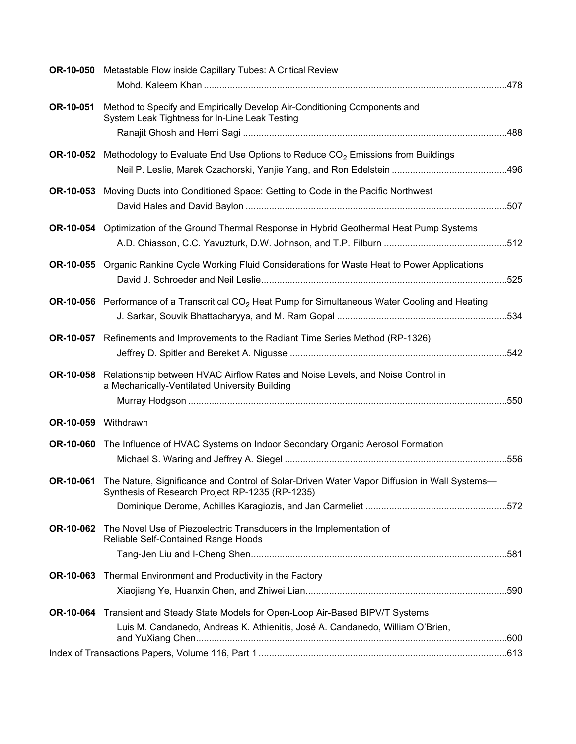**OR-10-050** Metastable Flow inside Capillary Tubes: A Critical Review
Mohd. Kaleem Khan ....................................................................................................................478

**OR-10-051** Method to Specify and Empirically Develop Air-Conditioning Components and System Leak Tightness for In-Line Leak Testing
Ranajit Ghosh and Hemi Sagi ....................................................................................................488

**OR-10-052** Methodology to Evaluate End Use Options to Reduce $CO_2$ Emissions from Buildings
Neil P. Leslie, Marek Czachorski, Yanjie Yang, and Ron Edelstein ............................................496

**OR-10-053** Moving Ducts into Conditioned Space: Getting to Code in the Pacific Northwest
David Hales and David Baylon ...................................................................................................507

**OR-10-054** Optimization of the Ground Thermal Response in Hybrid Geothermal Heat Pump Systems
A.D. Chiasson, C.C. Yavuzturk, D.W. Johnson, and T.P. Filburn ...............................................512

**OR-10-055** Organic Rankine Cycle Working Fluid Considerations for Waste Heat to Power Applications
David J. Schroeder and Neil Leslie.............................................................................................525

**OR-10-056** Performance of a Transcritical $CO_2$ Heat Pump for Simultaneous Water Cooling and Heating
J. Sarkar, Souvik Bhattacharyya, and M. Ram Gopal .................................................................534

**OR-10-057** Refinements and Improvements to the Radiant Time Series Method (RP-1326)
Jeffrey D. Spitler and Bereket A. Nigusse ..................................................................................542

**OR-10-058** Relationship between HVAC Airflow Rates and Noise Levels, and Noise Control in a Mechanically-Ventilated University Building
Murray Hodgson .........................................................................................................................550

**OR-10-059** Withdrawn

**OR-10-060** The Influence of HVAC Systems on Indoor Secondary Organic Aerosol Formation
Michael S. Waring and Jeffrey A. Siegel ....................................................................................556

**OR-10-061** The Nature, Significance and Control of Solar-Driven Water Vapor Diffusion in Wall Systems—Synthesis of Research Project RP-1235 (RP-1235)
Dominique Derome, Achilles Karagiozis, and Jan Carmeliet ......................................................572

**OR-10-062** The Novel Use of Piezoelectric Transducers in the Implementation of Reliable Self-Contained Range Hoods
Tang-Jen Liu and I-Cheng Shen.................................................................................................581

**OR-10-063** Thermal Environment and Productivity in the Factory
Xiaojiang Ye, Huanxin Chen, and Zhiwei Lian............................................................................590

**OR-10-064** Transient and Steady State Models for Open-Loop Air-Based BIPV/T Systems
Luis M. Candanedo, Andreas K. Athienitis, José A. Candanedo, William O'Brien, and YuXiang Chen......................................................................................................................600

Index of Transactions Papers, Volume 116, Part 1 ..............................................................................613